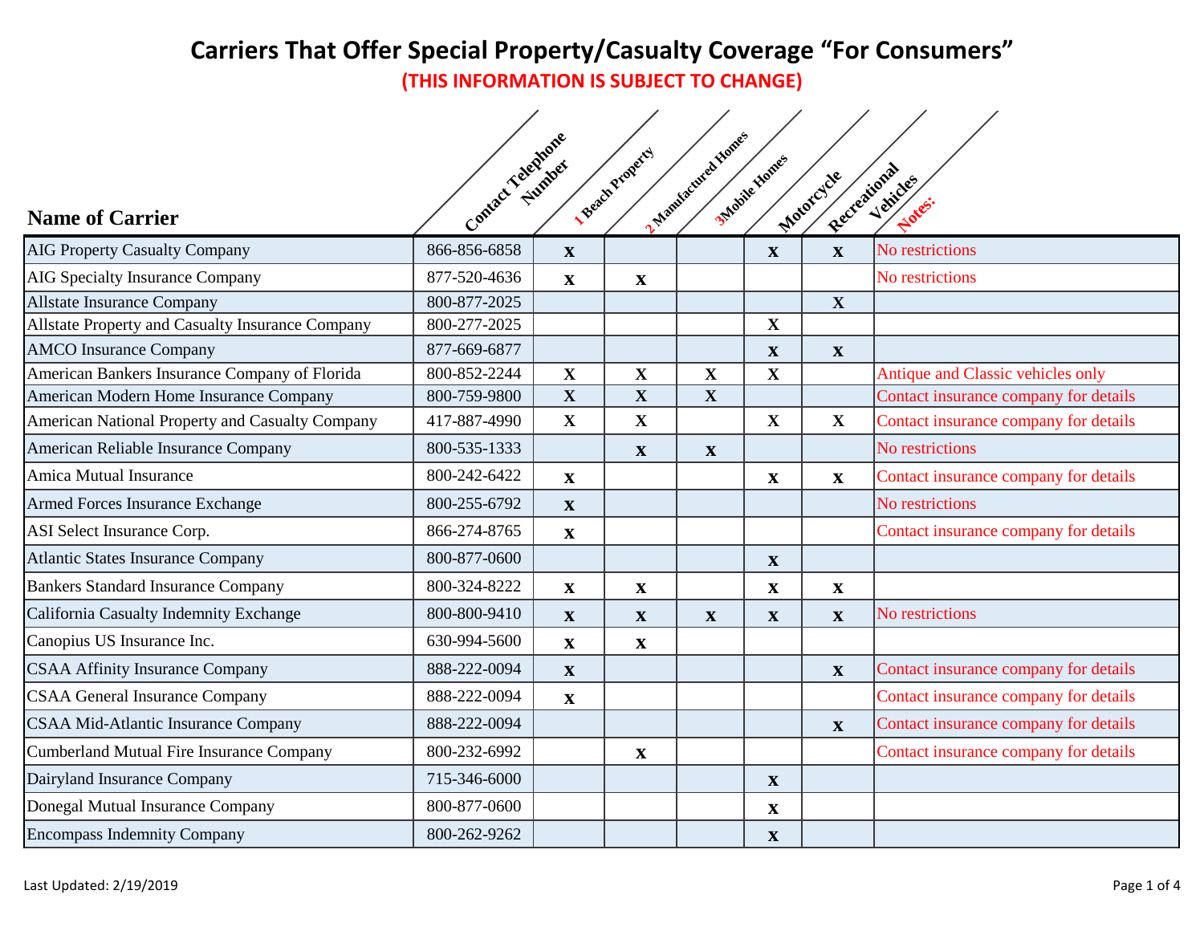# Carriers That Offer Special Property/Casualty Coverage "For Consumers"

**(THIS INFORMATION IS SUBJECT TO CHANGE)**

| Name of Carrier | Contact Telephone Number | 1 Beach Property | 2 Manufactured Homes | 3 Mobile Homes | Motorcycle | Recreational Vehicles | Notes: |
|---|---|---|---|---|---|---|---|
| AIG Property Casualty Company | 866-856-6858 | x | | | x | x | No restrictions |
| AIG Specialty Insurance Company | 877-520-4636 | x | x | | | | No restrictions |
| Allstate Insurance Company | 800-877-2025 | | | | | X | |
| Allstate Property and Casualty Insurance Company | 800-277-2025 | | | | X | | |
| AMCO Insurance Company | 877-669-6877 | | | | x | x | |
| American Bankers Insurance Company of Florida | 800-852-2244 | X | X | X | X | | Antique and Classic vehicles only |
| American Modern Home Insurance Company | 800-759-9800 | X | X | X | | | Contact insurance company for details |
| American National Property and Casualty Company | 417-887-4990 | X | X | | X | X | Contact insurance company for details |
| American Reliable Insurance Company | 800-535-1333 | | x | x | | | No restrictions |
| Amica Mutual Insurance | 800-242-6422 | x | | | x | x | Contact insurance company for details |
| Armed Forces Insurance Exchange | 800-255-6792 | x | | | | | No restrictions |
| ASI Select Insurance Corp. | 866-274-8765 | x | | | | | Contact insurance company for details |
| Atlantic States Insurance Company | 800-877-0600 | | | | x | | |
| Bankers Standard Insurance Company | 800-324-8222 | x | x | | x | x | |
| California Casualty Indemnity Exchange | 800-800-9410 | x | x | x | x | x | No restrictions |
| Canopius US Insurance Inc. | 630-994-5600 | x | x | | | | |
| CSAA Affinity Insurance Company | 888-222-0094 | x | | | | x | Contact insurance company for details |
| CSAA General Insurance Company | 888-222-0094 | x | | | | | Contact insurance company for details |
| CSAA Mid-Atlantic Insurance Company | 888-222-0094 | | | | | x | Contact insurance company for details |
| Cumberland Mutual Fire Insurance Company | 800-232-6992 | | x | | | | Contact insurance company for details |
| Dairyland Insurance Company | 715-346-6000 | | | | x | | |
| Donegal Mutual Insurance Company | 800-877-0600 | | | | x | | |
| Encompass Indemnity Company | 800-262-9262 | | | | x | | |

Last Updated: 2/19/2019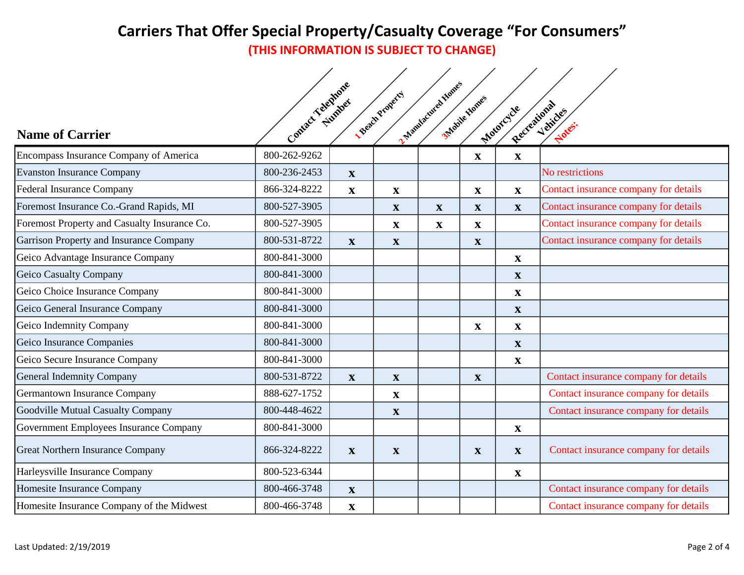# Carriers That Offer Special Property/Casualty Coverage "For Consumers"

**(THIS INFORMATION IS SUBJECT TO CHANGE)**

| Name of Carrier | Contact Telephone Number | 1 Beach Property | 2 Manufactured Homes | 3 Mobile Homes | Motorcycle | Recreational Vehicles | Notes: |
|---|---|---|---|---|---|---|---|
| Encompass Insurance Company of America | 800-262-9262 | | | | x | x | |
| Evanston Insurance Company | 800-236-2453 | x | | | | | No restrictions |
| Federal Insurance Company | 866-324-8222 | x | x | | x | x | Contact insurance company for details |
| Foremost Insurance Co.-Grand Rapids, MI | 800-527-3905 | | x | x | x | x | Contact insurance company for details |
| Foremost Property and Casualty Insurance Co. | 800-527-3905 | | x | x | x | | Contact insurance company for details |
| Garrison Property and Insurance Company | 800-531-8722 | x | x | | x | | Contact insurance company for details |
| Geico Advantage Insurance Company | 800-841-3000 | | | | | x | |
| Geico Casualty Company | 800-841-3000 | | | | | x | |
| Geico Choice Insurance Company | 800-841-3000 | | | | | x | |
| Geico General Insurance Company | 800-841-3000 | | | | | x | |
| Geico Indemnity Company | 800-841-3000 | | | | x | x | |
| Geico Insurance Companies | 800-841-3000 | | | | | x | |
| Geico Secure Insurance Company | 800-841-3000 | | | | | x | |
| General Indemnity Company | 800-531-8722 | x | x | | x | | Contact insurance company for details |
| Germantown Insurance Company | 888-627-1752 | | x | | | | Contact insurance company for details |
| Goodville Mutual Casualty Company | 800-448-4622 | | x | | | | Contact insurance company for details |
| Government Employees Insurance Company | 800-841-3000 | | | | | x | |
| Great Northern Insurance Company | 866-324-8222 | x | x | | x | x | Contact insurance company for details |
| Harleysville Insurance Company | 800-523-6344 | | | | | x | |
| Homesite Insurance Company | 800-466-3748 | x | | | | | Contact insurance company for details |
| Homesite Insurance Company of the Midwest | 800-466-3748 | x | | | | | Contact insurance company for details |

Last Updated: 2/19/2019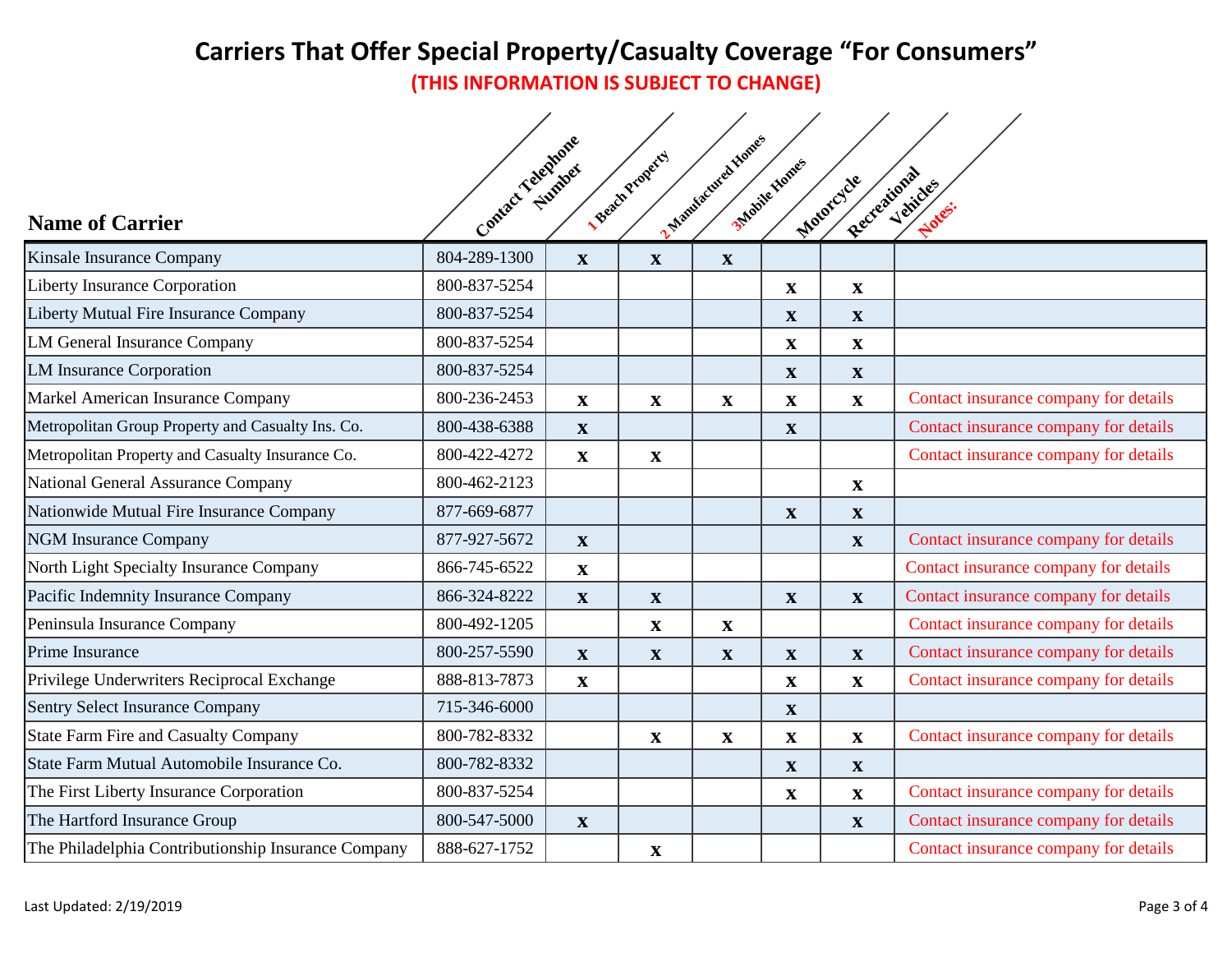# Carriers That Offer Special Property/Casualty Coverage "For Consumers"

**(THIS INFORMATION IS SUBJECT TO CHANGE)**

| Name of Carrier | Contact Telephone Number | 1 Beach Property | 2 Manufactured Homes | 3 Mobile Homes | Motorcycle | Recreational Vehicles | Notes: |
|---|---|---|---|---|---|---|---|
| Kinsale Insurance Company | 804-289-1300 | x | x | x | | | |
| Liberty Insurance Corporation | 800-837-5254 | | | | x | x | |
| Liberty Mutual Fire Insurance Company | 800-837-5254 | | | | x | x | |
| LM General Insurance Company | 800-837-5254 | | | | x | x | |
| LM Insurance Corporation | 800-837-5254 | | | | x | x | |
| Markel American Insurance Company | 800-236-2453 | x | x | x | x | x | Contact insurance company for details |
| Metropolitan Group Property and Casualty Ins. Co. | 800-438-6388 | x | | | x | | Contact insurance company for details |
| Metropolitan Property and Casualty Insurance Co. | 800-422-4272 | x | x | | | | Contact insurance company for details |
| National General Assurance Company | 800-462-2123 | | | | | x | |
| Nationwide Mutual Fire Insurance Company | 877-669-6877 | | | | x | x | |
| NGM Insurance Company | 877-927-5672 | x | | | | x | Contact insurance company for details |
| North Light Specialty Insurance Company | 866-745-6522 | x | | | | | Contact insurance company for details |
| Pacific Indemnity Insurance Company | 866-324-8222 | x | x | | x | x | Contact insurance company for details |
| Peninsula Insurance Company | 800-492-1205 | | x | x | | | Contact insurance company for details |
| Prime Insurance | 800-257-5590 | x | x | x | x | x | Contact insurance company for details |
| Privilege Underwriters Reciprocal Exchange | 888-813-7873 | x | | | x | x | Contact insurance company for details |
| Sentry Select Insurance Company | 715-346-6000 | | | | x | | |
| State Farm Fire and Casualty Company | 800-782-8332 | | x | x | x | x | Contact insurance company for details |
| State Farm Mutual Automobile Insurance Co. | 800-782-8332 | | | | x | x | |
| The First Liberty Insurance Corporation | 800-837-5254 | | | | x | x | Contact insurance company for details |
| The Hartford Insurance Group | 800-547-5000 | x | | | | x | Contact insurance company for details |
| The Philadelphia Contributionship Insurance Company | 888-627-1752 | | x | | | | Contact insurance company for details |

Last Updated: 2/19/2019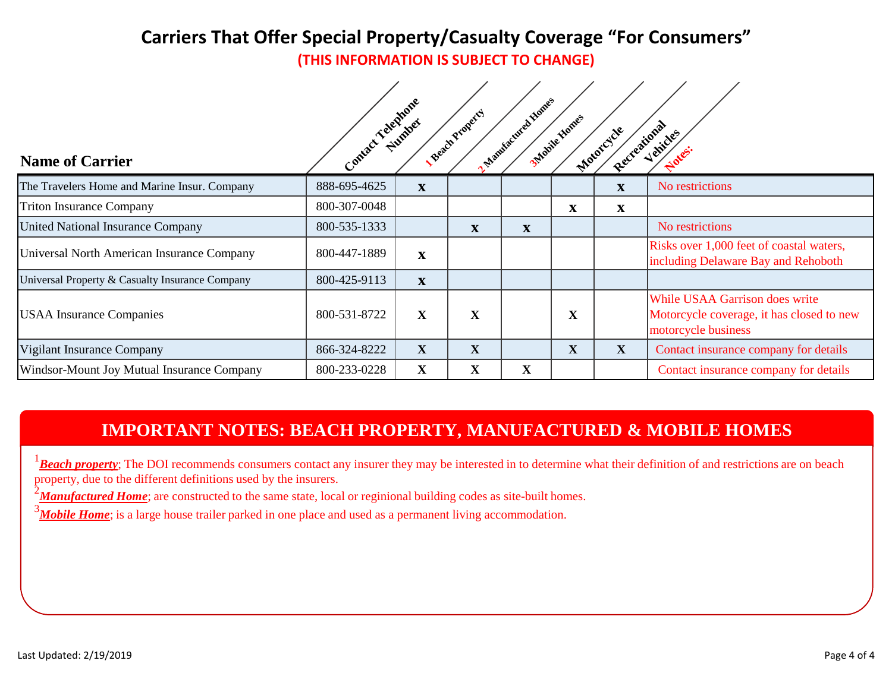# Carriers That Offer Special Property/Casualty Coverage "For Consumers"

**(THIS INFORMATION IS SUBJECT TO CHANGE)**

| Name of Carrier | Contact Telephone Number | 1 Beach Property | 2 Manufactured Homes | 3 Mobile Homes | Motorcycle | Recreational Vehicles | Notes: |
|---|---|---|---|---|---|---|---|
| The Travelers Home and Marine Insur. Company | 888-695-4625 | x | | | | x | No restrictions |
| Triton Insurance Company | 800-307-0048 | | | | x | x | |
| United National Insurance Company | 800-535-1333 | | x | x | | | No restrictions |
| Universal North American Insurance Company | 800-447-1889 | x | | | | | Risks over 1,000 feet of coastal waters, including Delaware Bay and Rehoboth |
| Universal Property & Casualty Insurance Company | 800-425-9113 | x | | | | | |
| USAA Insurance Companies | 800-531-8722 | X | X | | X | | While USAA Garrison does write Motorcycle coverage, it has closed to new motorcycle business |
| Vigilant Insurance Company | 866-324-8222 | X | X | | X | X | Contact insurance company for details |
| Windsor-Mount Joy Mutual Insurance Company | 800-233-0228 | X | X | X | | | Contact insurance company for details |

## IMPORTANT NOTES: BEACH PROPERTY, MANUFACTURED & MOBILE HOMES

[1] ***Beach property***; The DOI recommends consumers contact any insurer they may be interested in to determine what their definition of and restrictions are on beach property, due to the different definitions used by the insurers.

[2] ***Manufactured Home***; are constructed to the same state, local or regininal building codes as site-built homes.

[3] ***Mobile Home***; is a large house trailer parked in one place and used as a permanent living accommodation.

Last Updated: 2/19/2019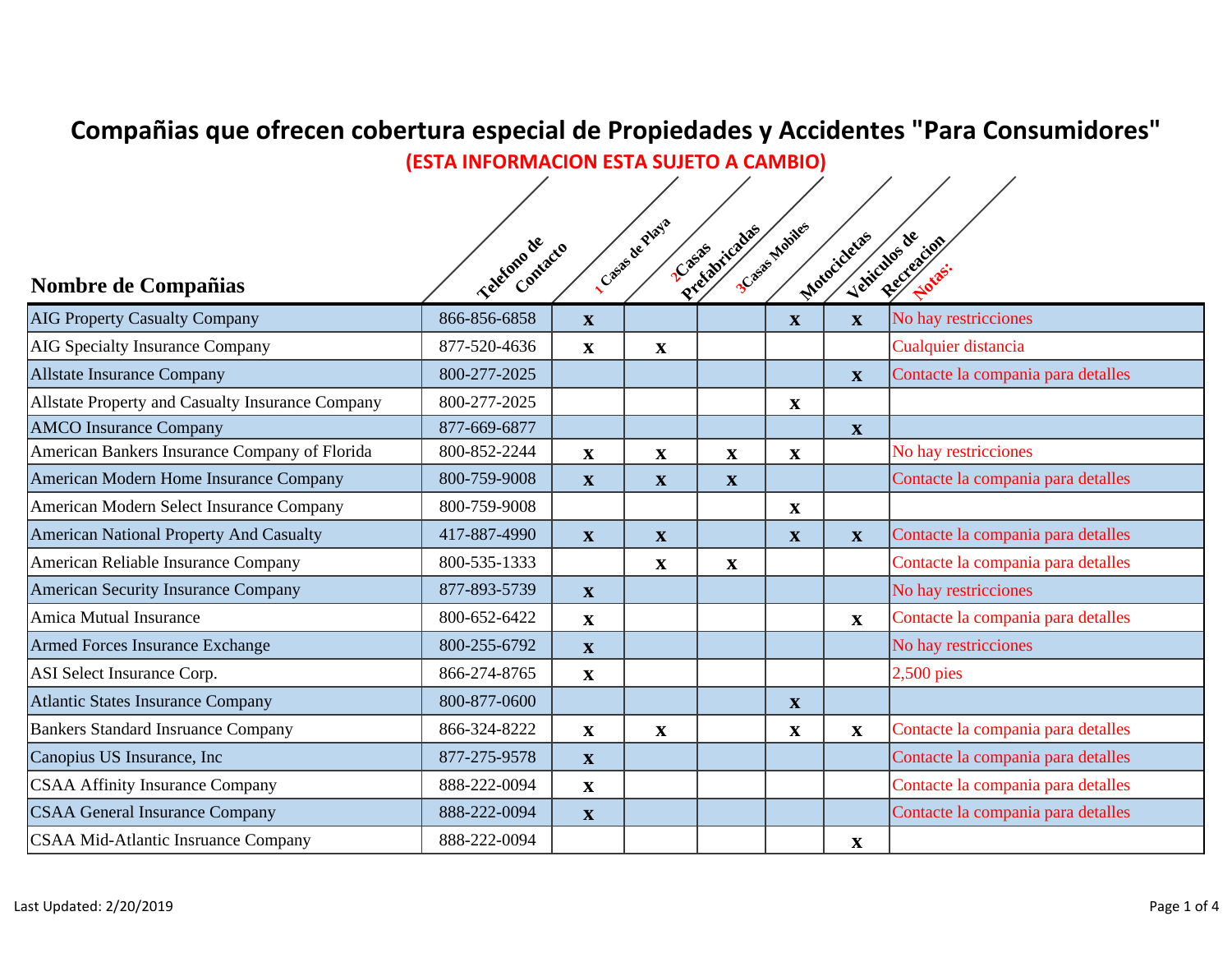# Compañias que ofrecen cobertura especial de Propiedades y Accidentes "Para Consumidores"

**(ESTA INFORMACION ESTA SUJETO A CAMBIO)**

| Nombre de Compañias | Telefono de Contacto | [1] Casas de Playa | [2] Casas Prefabricadas | [3] Casas Mobiles | Motocicletas | Vehiculos de Recreacion | Notas: |
|---|---|---|---|---|---|---|---|
| AIG Property Casualty Company | 866-856-6858 | x | | | x | x | No hay restricciones |
| AIG Specialty Insurance Company | 877-520-4636 | x | x | | | | Cualquier distancia |
| Allstate Insurance Company | 800-277-2025 | | | | | x | Contacte la compania para detalles |
| Allstate Property and Casualty Insurance Company | 800-277-2025 | | | | x | | |
| AMCO Insurance Company | 877-669-6877 | | | | | x | |
| American Bankers Insurance Company of Florida | 800-852-2244 | x | x | x | x | | No hay restricciones |
| American Modern Home Insurance Company | 800-759-9008 | x | x | x | | | Contacte la compania para detalles |
| American Modern Select Insurance Company | 800-759-9008 | | | | x | | |
| American National Property And Casualty | 417-887-4990 | x | x | | x | x | Contacte la compania para detalles |
| American Reliable Insurance Company | 800-535-1333 | | x | x | | | Contacte la compania para detalles |
| American Security Insurance Company | 877-893-5739 | x | | | | | No hay restricciones |
| Amica Mutual Insurance | 800-652-6422 | x | | | | x | Contacte la compania para detalles |
| Armed Forces Insurance Exchange | 800-255-6792 | x | | | | | No hay restricciones |
| ASI Select Insurance Corp. | 866-274-8765 | x | | | | | 2,500 pies |
| Atlantic States Insurance Company | 800-877-0600 | | | | x | | |
| Bankers Standard Insruance Company | 866-324-8222 | x | x | | x | x | Contacte la compania para detalles |
| Canopius US Insurance, Inc | 877-275-9578 | x | | | | | Contacte la compania para detalles |
| CSAA Affinity Insurance Company | 888-222-0094 | x | | | | | Contacte la compania para detalles |
| CSAA General Insurance Company | 888-222-0094 | x | | | | | Contacte la compania para detalles |
| CSAA Mid-Atlantic Insruance Company | 888-222-0094 | | | | | x | |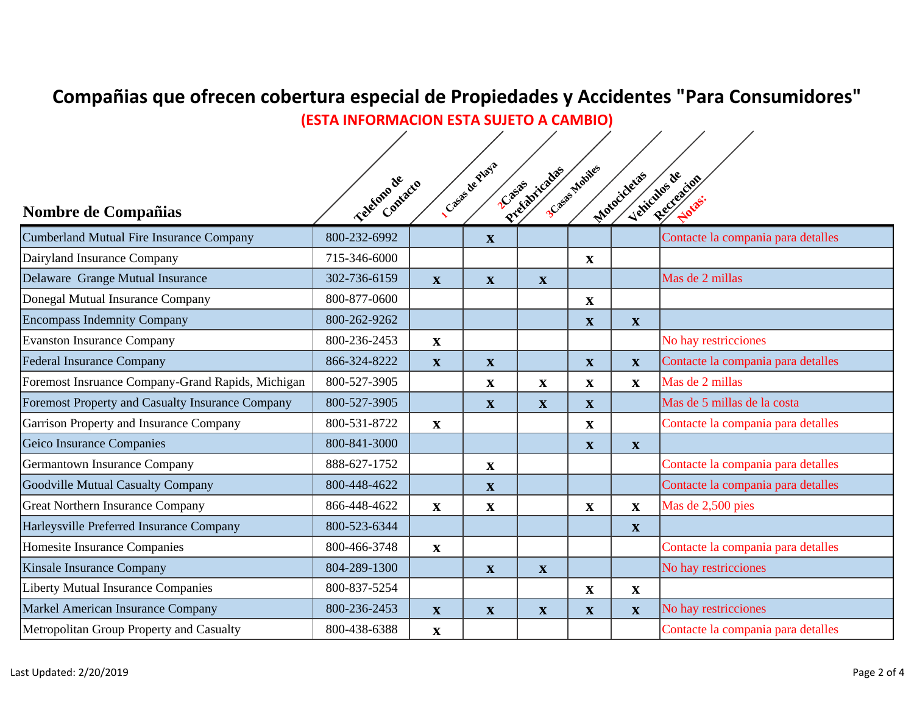# Compañias que ofrecen cobertura especial de Propiedades y Accidentes "Para Consumidores"

**(ESTA INFORMACION ESTA SUJETO A CAMBIO)**

| Nombre de Compañias | Telefono de Contacto | 1 Casas de Playa | 2 Casas Prefabricadas | 3 Casas Mobiles | Motocicletas | Vehiculos de Recreacion | Notas: |
|---|---|---|---|---|---|---|---|
| Cumberland Mutual Fire Insurance Company | 800-232-6992 | | x | | | | Contacte la compania para detalles |
| Dairyland Insurance Company | 715-346-6000 | | | | x | | |
| Delaware Grange Mutual Insurance | 302-736-6159 | x | x | x | | | Mas de 2 millas |
| Donegal Mutual Insurance Company | 800-877-0600 | | | | x | | |
| Encompass Indemnity Company | 800-262-9262 | | | | x | x | |
| Evanston Insurance Company | 800-236-2453 | x | | | | | No hay restricciones |
| Federal Insurance Company | 866-324-8222 | x | x | | x | x | Contacte la compania para detalles |
| Foremost Insruance Company-Grand Rapids, Michigan | 800-527-3905 | | x | x | x | x | Mas de 2 millas |
| Foremost Property and Casualty Insurance Company | 800-527-3905 | | x | x | x | | Mas de 5 millas de la costa |
| Garrison Property and Insurance Company | 800-531-8722 | x | | | x | | Contacte la compania para detalles |
| Geico Insurance Companies | 800-841-3000 | | | | x | x | |
| Germantown Insurance Company | 888-627-1752 | | x | | | | Contacte la compania para detalles |
| Goodville Mutual Casualty Company | 800-448-4622 | | x | | | | Contacte la compania para detalles |
| Great Northern Insurance Company | 866-448-4622 | x | x | | x | x | Mas de 2,500 pies |
| Harleysville Preferred Insurance Company | 800-523-6344 | | | | | x | |
| Homesite Insurance Companies | 800-466-3748 | x | | | | | Contacte la compania para detalles |
| Kinsale Insurance Company | 804-289-1300 | | x | x | | | No hay restricciones |
| Liberty Mutual Insurance Companies | 800-837-5254 | | | | x | x | |
| Markel American Insurance Company | 800-236-2453 | x | x | x | x | x | No hay restricciones |
| Metropolitan Group Property and Casualty | 800-438-6388 | x | | | | | Contacte la compania para detalles |

Last Updated: 2/20/2019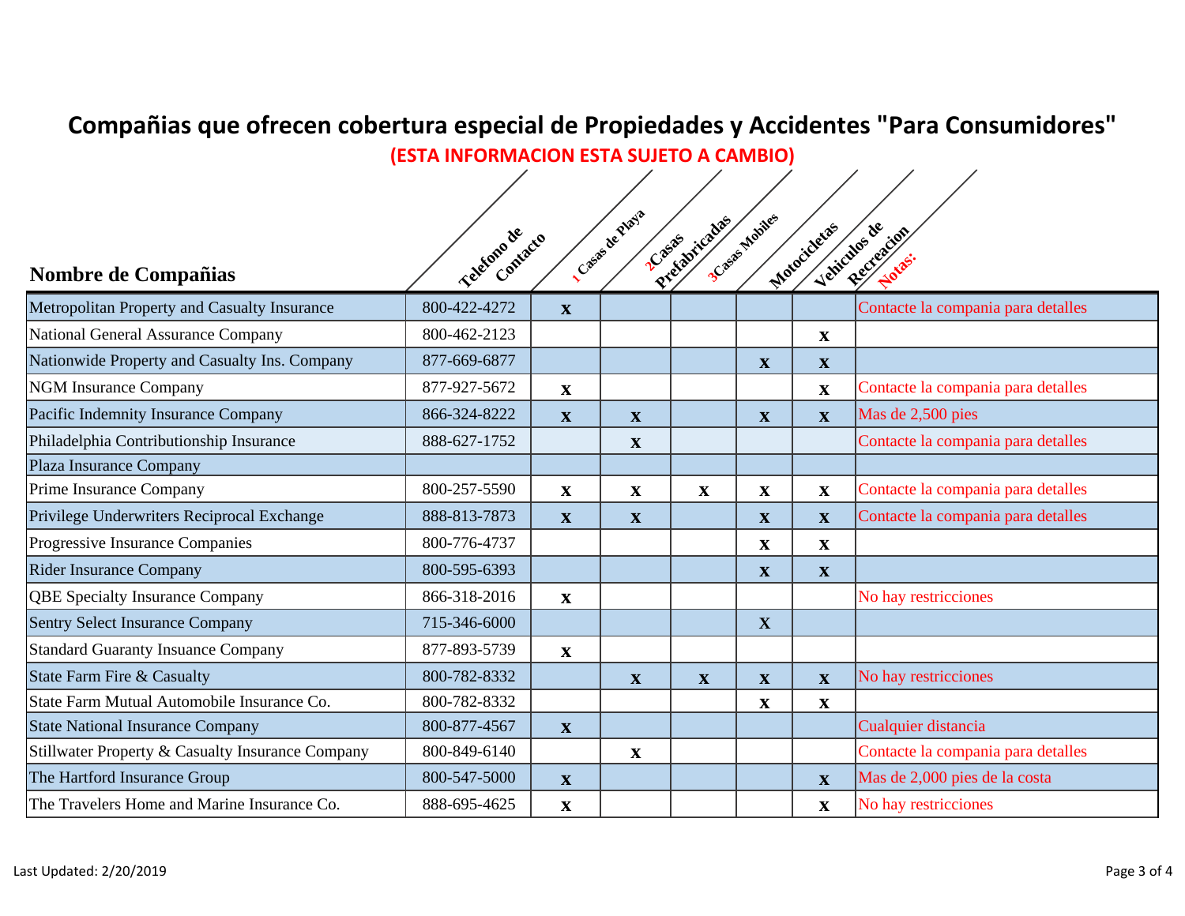# Compañias que ofrecen cobertura especial de Propiedades y Accidentes "Para Consumidores"

**(ESTA INFORMACION ESTA SUJETO A CAMBIO)**

| Nombre de Compañias | Telefono de Contacto | [1] Casas de Playa | [2] Casas Prefabricadas | [3] Casas Mobiles | Motocicletas | Vehiculos de Recreacion | Notas: |
|---|---|---|---|---|---|---|---|
| Metropolitan Property and Casualty Insurance | 800-422-4272 | x | | | | | Contacte la compania para detalles |
| National General Assurance Company | 800-462-2123 | | | | | x | |
| Nationwide Property and Casualty Ins. Company | 877-669-6877 | | | | x | x | |
| NGM Insurance Company | 877-927-5672 | x | | | | x | Contacte la compania para detalles |
| Pacific Indemnity Insurance Company | 866-324-8222 | x | x | | x | x | Mas de 2,500 pies |
| Philadelphia Contributionship Insurance | 888-627-1752 | | x | | | | Contacte la compania para detalles |
| Plaza Insurance Company | | | | | | | |
| Prime Insurance Company | 800-257-5590 | x | x | x | x | x | Contacte la compania para detalles |
| Privilege Underwriters Reciprocal Exchange | 888-813-7873 | x | x | | x | x | Contacte la compania para detalles |
| Progressive Insurance Companies | 800-776-4737 | | | | x | x | |
| Rider Insurance Company | 800-595-6393 | | | | x | x | |
| QBE Specialty Insurance Company | 866-318-2016 | x | | | | | No hay restricciones |
| Sentry Select Insurance Company | 715-346-6000 | | | | X | | |
| Standard Guaranty Insuance Company | 877-893-5739 | x | | | | | |
| State Farm Fire & Casualty | 800-782-8332 | | x | x | x | x | No hay restricciones |
| State Farm Mutual Automobile Insurance Co. | 800-782-8332 | | | | x | x | |
| State National Insurance Company | 800-877-4567 | x | | | | | Cualquier distancia |
| Stillwater Property & Casualty Insurance Company | 800-849-6140 | | x | | | | Contacte la compania para detalles |
| The Hartford Insurance Group | 800-547-5000 | x | | | | x | Mas de 2,000 pies de la costa |
| The Travelers Home and Marine Insurance Co. | 888-695-4625 | x | | | | x | No hay restricciones |

Last Updated: 2/20/2019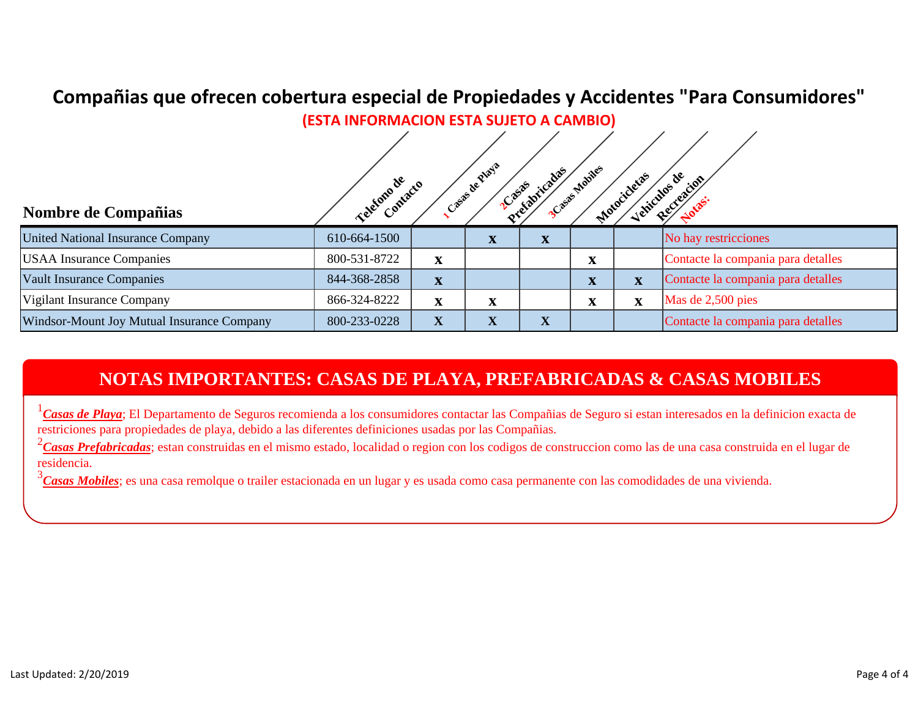# Compañias que ofrecen cobertura especial de Propiedades y Accidentes "Para Consumidores"

**(ESTA INFORMACION ESTA SUJETO A CAMBIO)**

| Nombre de Compañias | Telefono de Contacto | [1] Casas de Playa | [2] Casas Prefabricadas | [3] Casas Mobiles | Motocicletas | Vehiculos de Recreacion | Notas: |
|---|---|---|---|---|---|---|---|
| United National Insurance Company | 610-664-1500 | | x | x | | | No hay restricciones |
| USAA Insurance Companies | 800-531-8722 | x | | | x | | Contacte la compania para detalles |
| Vault Insurance Companies | 844-368-2858 | x | | | x | x | Contacte la compania para detalles |
| Vigilant Insurance Company | 866-324-8222 | x | x | | x | x | Mas de 2,500 pies |
| Windsor-Mount Joy Mutual Insurance Company | 800-233-0228 | X | X | X | | | Contacte la compania para detalles |

## NOTAS IMPORTANTES: CASAS DE PLAYA, PREFABRICADAS & CASAS MOBILES

[1] ***Casas de Playa***; El Departamento de Seguros recomienda a los consumidores contactar las Compañias de Seguro si estan interesados en la definicion exacta de restriciones para propiedades de playa, debido a las diferentes definiciones usadas por las Compañias.

[2] ***Casas Prefabricadas***; estan construidas en el mismo estado, localidad o region con los codigos de construccion como las de una casa construida en el lugar de residencia.

[3] ***Casas Mobiles***; es una casa remolque o trailer estacionada en un lugar y es usada como casa permanente con las comodidades de una vivienda.

Last Updated: 2/20/2019